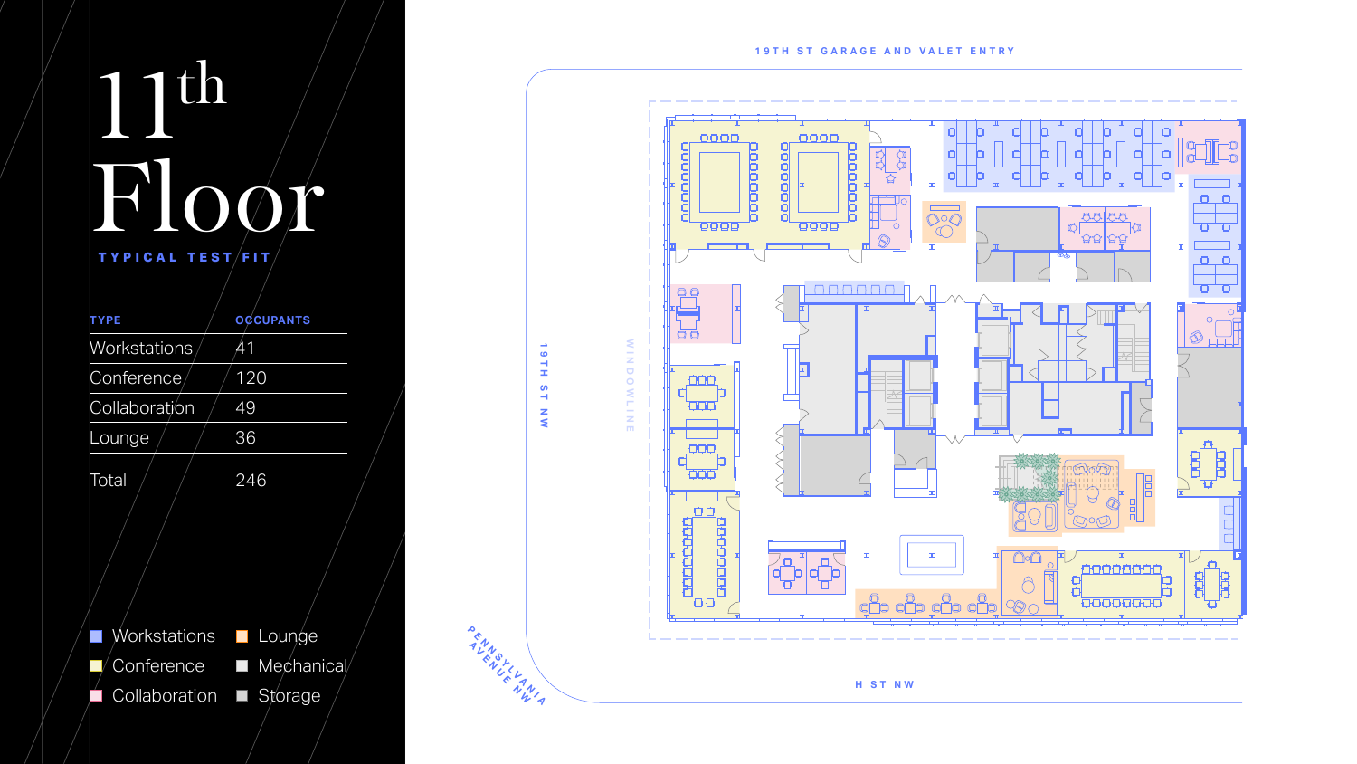# 11th Floor

**TYPICAL TEST FIT**

| TYPE | OCCUPANTS |
| --- | --- |
| Workstations | 41 |
| Conference | 120 |
| Collaboration | 49 |
| Lounge | 36 |
| Total | 246 |

- Workstations
- Conference
- Collaboration
- Lounge
- Mechanical
- Storage

19TH ST GARAGE AND VALET ENTRY

19TH ST NW

WINDOWLINE

PENNSYLVANIA AVENUE NW

H ST NW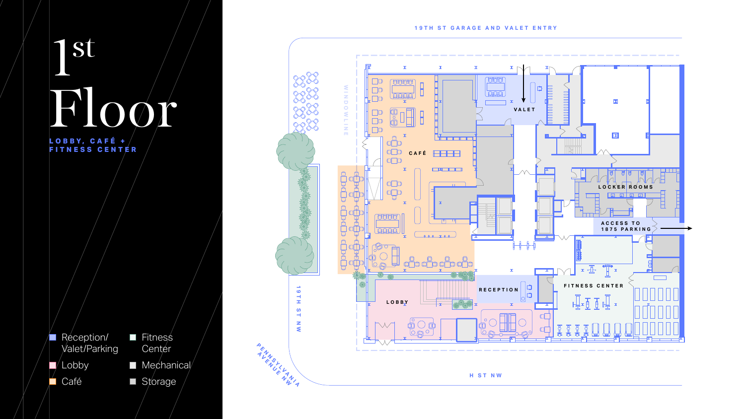# 1st Floor

**LOBBY, CAFÉ + FITNESS CENTER**

19TH ST GARAGE AND VALET ENTRY

WINDOWLINE

VALET

CAFÉ

LOCKER ROOMS

ACCESS TO 1875 PARKING

RECEPTION

FITNESS CENTER

LOBBY

19TH ST NW

PENNSYLVANIA AVENUE NW

H ST NW

- Reception/ Valet/Parking
- Lobby
- Café
- Fitness Center
- Mechanical
- Storage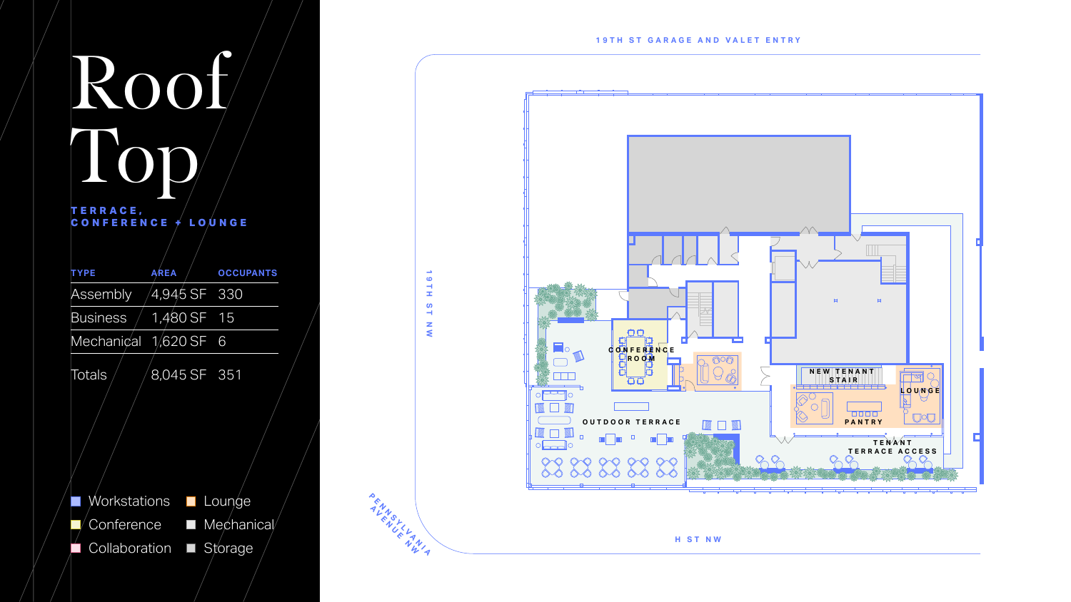# Roof Top

## TERRACE, CONFERENCE + LOUNGE

| TYPE | AREA | OCCUPANTS |
| --- | --- | --- |
| Assembly | 4,945 SF | 330 |
| Business | 1,480 SF | 15 |
| Mechanical | 1,620 SF | 6 |
| Totals | 8,045 SF | 351 |

- Workstations
- Conference
- Collaboration
- Lounge
- Mechanical
- Storage

19TH ST GARAGE AND VALET ENTRY

19TH ST NW

PENNSYLVANIA AVENUE NW

H ST NW

CONFERENCE ROOM

NEW TENANT STAIR

LOUNGE

PANTRY

OUTDOOR TERRACE

TENANT TERRACE ACCESS